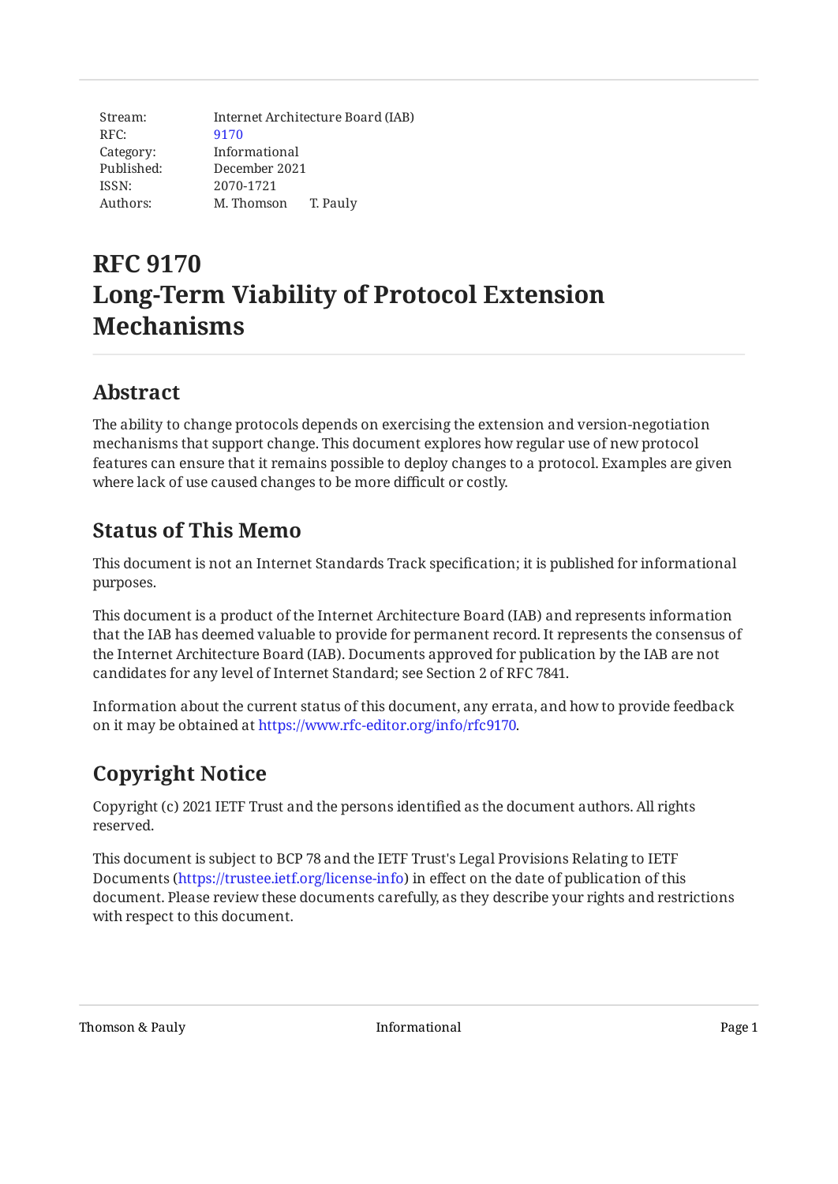| | |
|---|---|
| Stream: | Internet Architecture Board (IAB) |
| RFC: | 9170 |
| Category: | Informational |
| Published: | December 2021 |
| ISSN: | 2070-1721 |
| Authors: | M. Thomson T. Pauly |

# RFC 9170
# Long-Term Viability of Protocol Extension Mechanisms

## Abstract

The ability to change protocols depends on exercising the extension and version-negotiation mechanisms that support change. This document explores how regular use of new protocol features can ensure that it remains possible to deploy changes to a protocol. Examples are given where lack of use caused changes to be more difficult or costly.

## Status of This Memo

This document is not an Internet Standards Track specification; it is published for informational purposes.

This document is a product of the Internet Architecture Board (IAB) and represents information that the IAB has deemed valuable to provide for permanent record. It represents the consensus of the Internet Architecture Board (IAB). Documents approved for publication by the IAB are not candidates for any level of Internet Standard; see Section 2 of RFC 7841.

Information about the current status of this document, any errata, and how to provide feedback on it may be obtained at https://www.rfc-editor.org/info/rfc9170.

## Copyright Notice

Copyright (c) 2021 IETF Trust and the persons identified as the document authors. All rights reserved.

This document is subject to BCP 78 and the IETF Trust's Legal Provisions Relating to IETF Documents (https://trustee.ietf.org/license-info) in effect on the date of publication of this document. Please review these documents carefully, as they describe your rights and restrictions with respect to this document.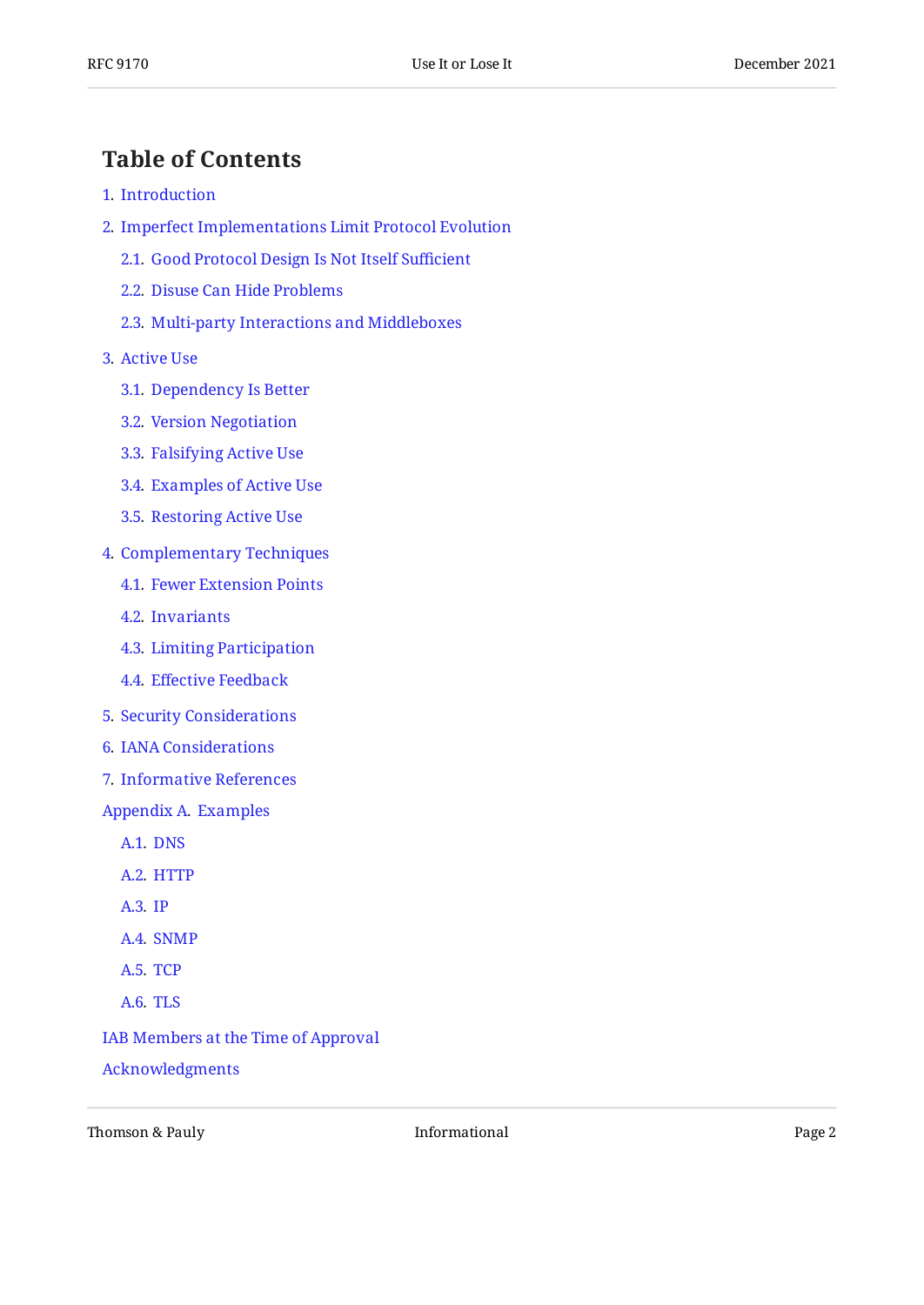## Table of Contents

1. Introduction
2. Imperfect Implementations Limit Protocol Evolution
   - 2.1. Good Protocol Design Is Not Itself Sufficient
   - 2.2. Disuse Can Hide Problems
   - 2.3. Multi-party Interactions and Middleboxes
3. Active Use
   - 3.1. Dependency Is Better
   - 3.2. Version Negotiation
   - 3.3. Falsifying Active Use
   - 3.4. Examples of Active Use
   - 3.5. Restoring Active Use
4. Complementary Techniques
   - 4.1. Fewer Extension Points
   - 4.2. Invariants
   - 4.3. Limiting Participation
   - 4.4. Effective Feedback
5. Security Considerations
6. IANA Considerations
7. Informative References

Appendix A. Examples
   - A.1. DNS
   - A.2. HTTP
   - A.3. IP
   - A.4. SNMP
   - A.5. TCP
   - A.6. TLS

IAB Members at the Time of Approval

Acknowledgments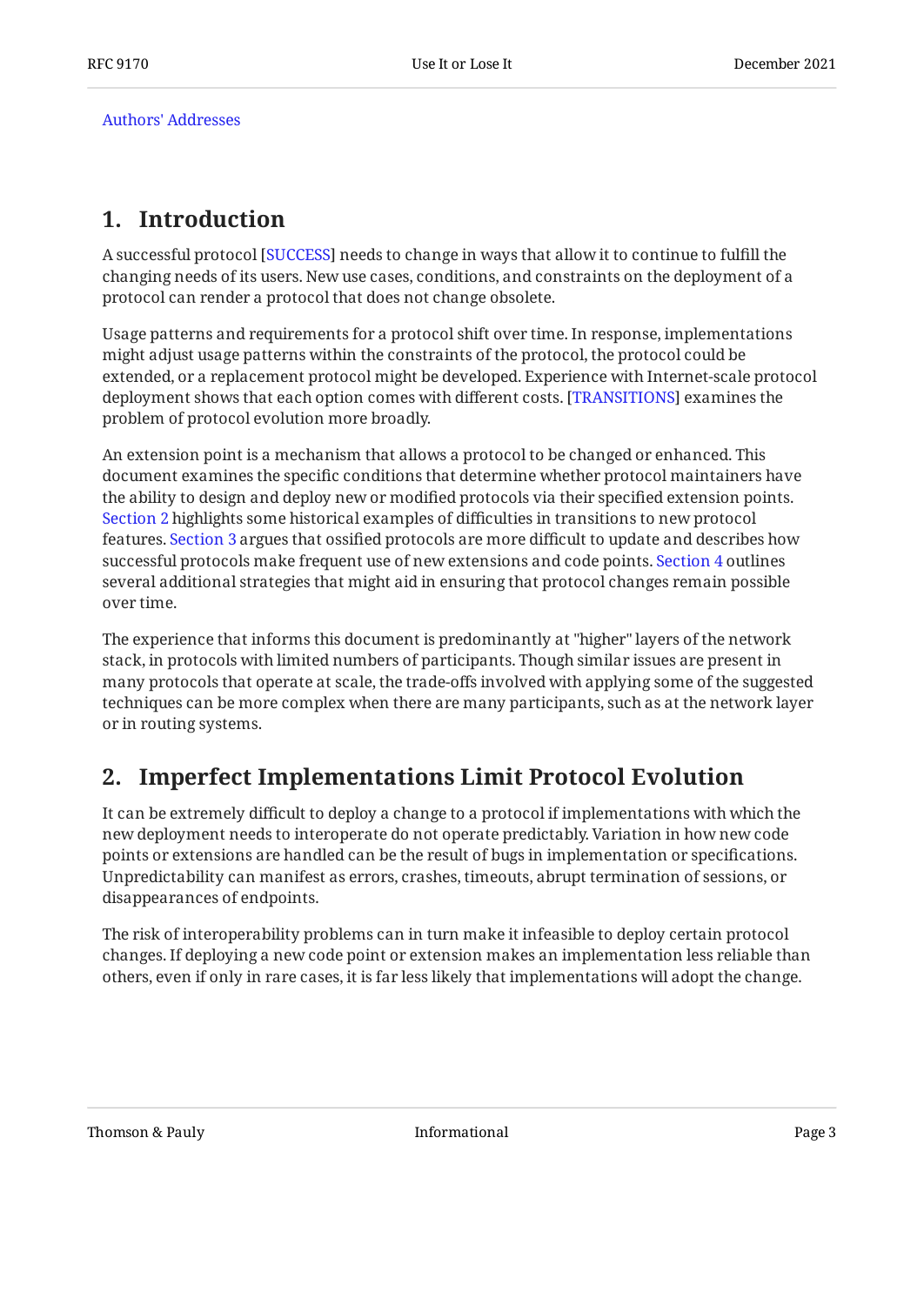Authors' Addresses

## 1. Introduction

A successful protocol [SUCCESS] needs to change in ways that allow it to continue to fulfill the changing needs of its users. New use cases, conditions, and constraints on the deployment of a protocol can render a protocol that does not change obsolete.

Usage patterns and requirements for a protocol shift over time. In response, implementations might adjust usage patterns within the constraints of the protocol, the protocol could be extended, or a replacement protocol might be developed. Experience with Internet-scale protocol deployment shows that each option comes with different costs. [TRANSITIONS] examines the problem of protocol evolution more broadly.

An extension point is a mechanism that allows a protocol to be changed or enhanced. This document examines the specific conditions that determine whether protocol maintainers have the ability to design and deploy new or modified protocols via their specified extension points. Section 2 highlights some historical examples of difficulties in transitions to new protocol features. Section 3 argues that ossified protocols are more difficult to update and describes how successful protocols make frequent use of new extensions and code points. Section 4 outlines several additional strategies that might aid in ensuring that protocol changes remain possible over time.

The experience that informs this document is predominantly at "higher" layers of the network stack, in protocols with limited numbers of participants. Though similar issues are present in many protocols that operate at scale, the trade-offs involved with applying some of the suggested techniques can be more complex when there are many participants, such as at the network layer or in routing systems.

## 2. Imperfect Implementations Limit Protocol Evolution

It can be extremely difficult to deploy a change to a protocol if implementations with which the new deployment needs to interoperate do not operate predictably. Variation in how new code points or extensions are handled can be the result of bugs in implementation or specifications. Unpredictability can manifest as errors, crashes, timeouts, abrupt termination of sessions, or disappearances of endpoints.

The risk of interoperability problems can in turn make it infeasible to deploy certain protocol changes. If deploying a new code point or extension makes an implementation less reliable than others, even if only in rare cases, it is far less likely that implementations will adopt the change.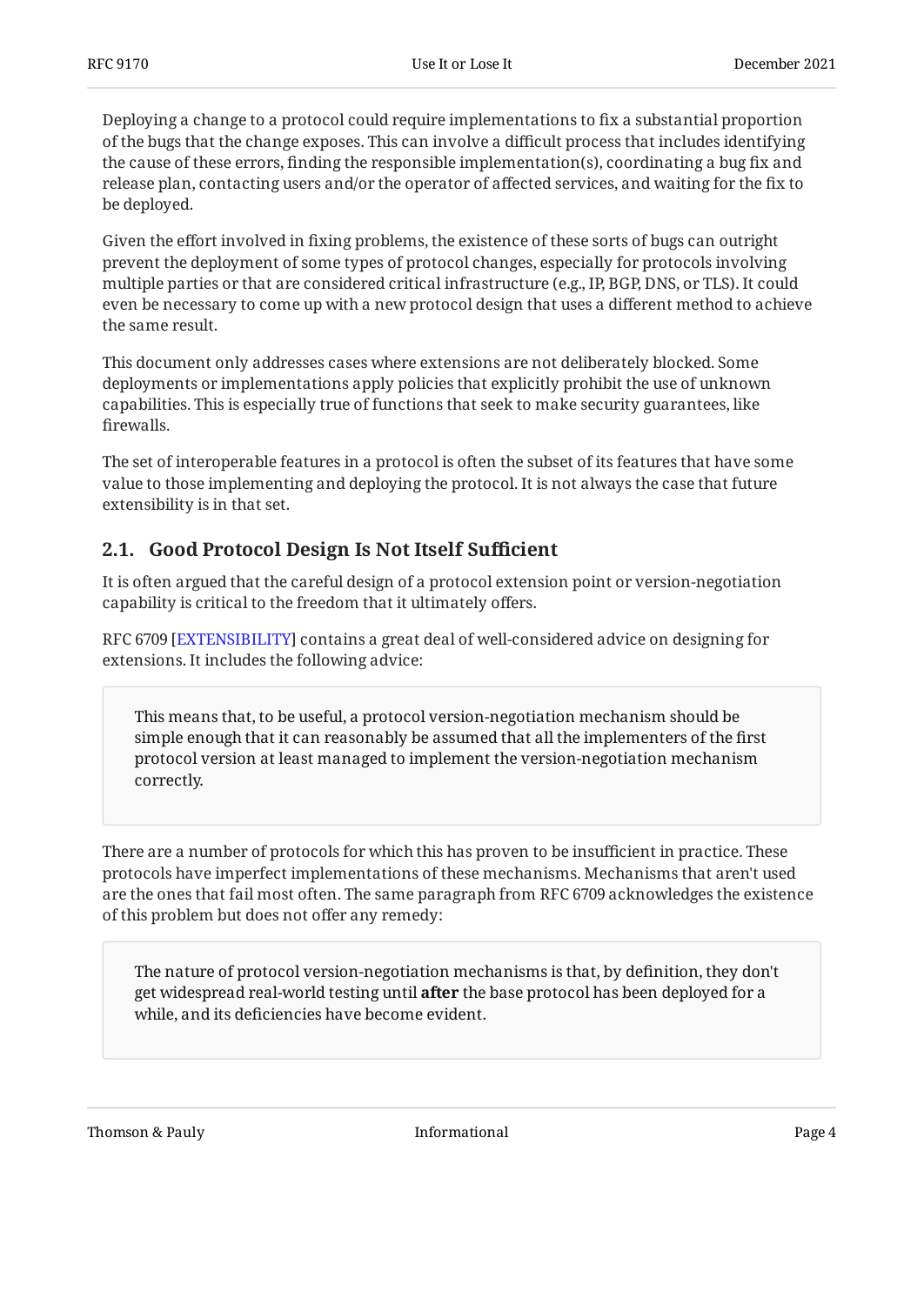Deploying a change to a protocol could require implementations to fix a substantial proportion of the bugs that the change exposes. This can involve a difficult process that includes identifying the cause of these errors, finding the responsible implementation(s), coordinating a bug fix and release plan, contacting users and/or the operator of affected services, and waiting for the fix to be deployed.

Given the effort involved in fixing problems, the existence of these sorts of bugs can outright prevent the deployment of some types of protocol changes, especially for protocols involving multiple parties or that are considered critical infrastructure (e.g., IP, BGP, DNS, or TLS). It could even be necessary to come up with a new protocol design that uses a different method to achieve the same result.

This document only addresses cases where extensions are not deliberately blocked. Some deployments or implementations apply policies that explicitly prohibit the use of unknown capabilities. This is especially true of functions that seek to make security guarantees, like firewalls.

The set of interoperable features in a protocol is often the subset of its features that have some value to those implementing and deploying the protocol. It is not always the case that future extensibility is in that set.

## 2.1. Good Protocol Design Is Not Itself Sufficient

It is often argued that the careful design of a protocol extension point or version-negotiation capability is critical to the freedom that it ultimately offers.

RFC 6709 [EXTENSIBILITY] contains a great deal of well-considered advice on designing for extensions. It includes the following advice:

> This means that, to be useful, a protocol version-negotiation mechanism should be simple enough that it can reasonably be assumed that all the implementers of the first protocol version at least managed to implement the version-negotiation mechanism correctly.

There are a number of protocols for which this has proven to be insufficient in practice. These protocols have imperfect implementations of these mechanisms. Mechanisms that aren't used are the ones that fail most often. The same paragraph from RFC 6709 acknowledges the existence of this problem but does not offer any remedy:

> The nature of protocol version-negotiation mechanisms is that, by definition, they don't get widespread real-world testing until **after** the base protocol has been deployed for a while, and its deficiencies have become evident.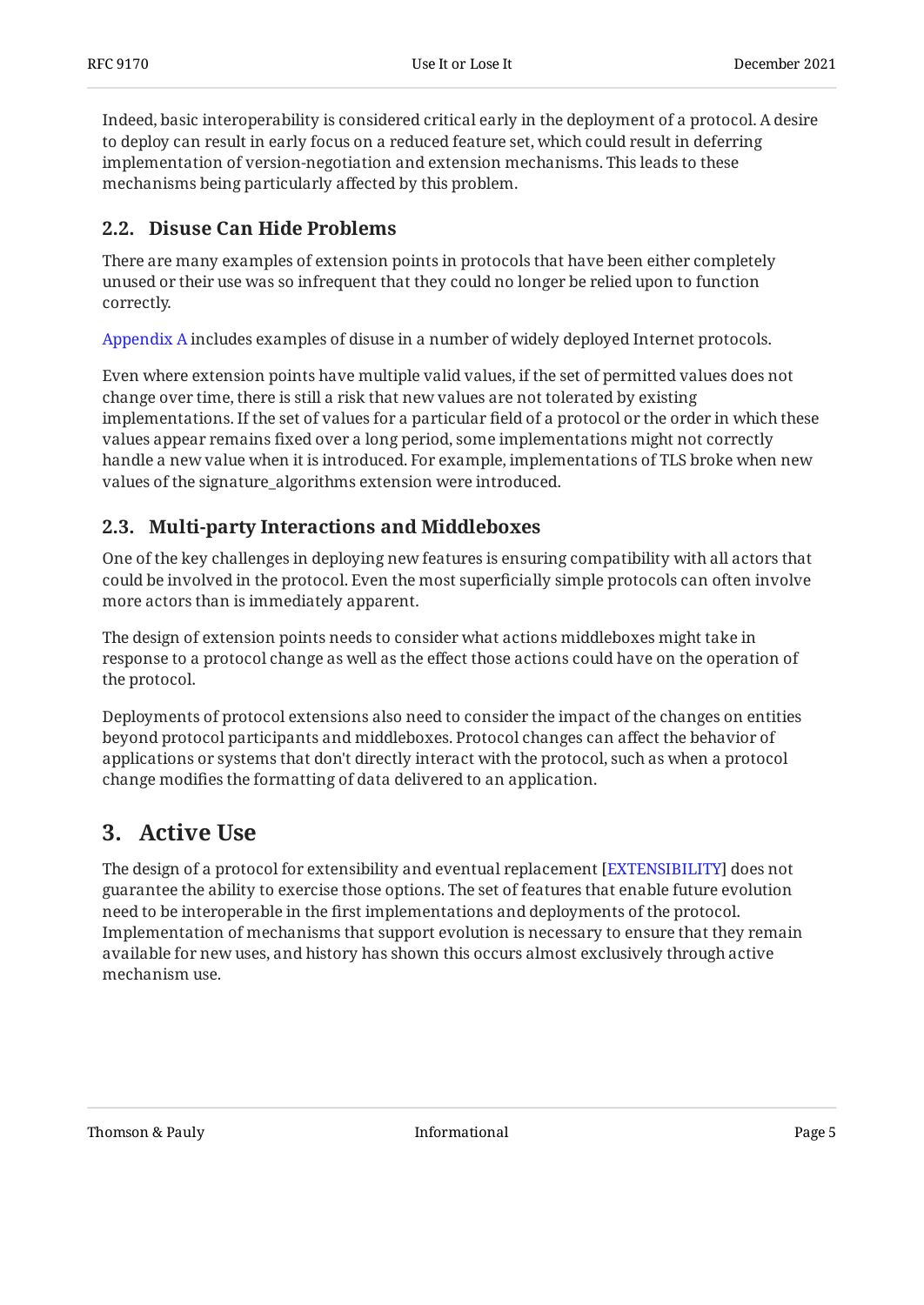Indeed, basic interoperability is considered critical early in the deployment of a protocol. A desire to deploy can result in early focus on a reduced feature set, which could result in deferring implementation of version-negotiation and extension mechanisms. This leads to these mechanisms being particularly affected by this problem.

### 2.2. Disuse Can Hide Problems

There are many examples of extension points in protocols that have been either completely unused or their use was so infrequent that they could no longer be relied upon to function correctly.

Appendix A includes examples of disuse in a number of widely deployed Internet protocols.

Even where extension points have multiple valid values, if the set of permitted values does not change over time, there is still a risk that new values are not tolerated by existing implementations. If the set of values for a particular field of a protocol or the order in which these values appear remains fixed over a long period, some implementations might not correctly handle a new value when it is introduced. For example, implementations of TLS broke when new values of the signature_algorithms extension were introduced.

### 2.3. Multi-party Interactions and Middleboxes

One of the key challenges in deploying new features is ensuring compatibility with all actors that could be involved in the protocol. Even the most superficially simple protocols can often involve more actors than is immediately apparent.

The design of extension points needs to consider what actions middleboxes might take in response to a protocol change as well as the effect those actions could have on the operation of the protocol.

Deployments of protocol extensions also need to consider the impact of the changes on entities beyond protocol participants and middleboxes. Protocol changes can affect the behavior of applications or systems that don't directly interact with the protocol, such as when a protocol change modifies the formatting of data delivered to an application.

## 3. Active Use

The design of a protocol for extensibility and eventual replacement [EXTENSIBILITY] does not guarantee the ability to exercise those options. The set of features that enable future evolution need to be interoperable in the first implementations and deployments of the protocol. Implementation of mechanisms that support evolution is necessary to ensure that they remain available for new uses, and history has shown this occurs almost exclusively through active mechanism use.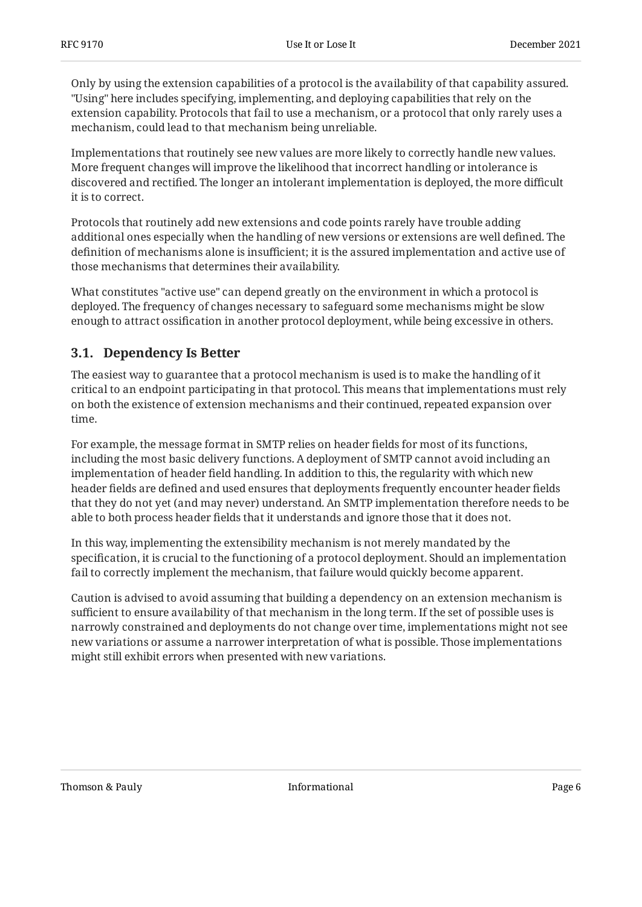Only by using the extension capabilities of a protocol is the availability of that capability assured. "Using" here includes specifying, implementing, and deploying capabilities that rely on the extension capability. Protocols that fail to use a mechanism, or a protocol that only rarely uses a mechanism, could lead to that mechanism being unreliable.

Implementations that routinely see new values are more likely to correctly handle new values. More frequent changes will improve the likelihood that incorrect handling or intolerance is discovered and rectified. The longer an intolerant implementation is deployed, the more difficult it is to correct.

Protocols that routinely add new extensions and code points rarely have trouble adding additional ones especially when the handling of new versions or extensions are well defined. The definition of mechanisms alone is insufficient; it is the assured implementation and active use of those mechanisms that determines their availability.

What constitutes "active use" can depend greatly on the environment in which a protocol is deployed. The frequency of changes necessary to safeguard some mechanisms might be slow enough to attract ossification in another protocol deployment, while being excessive in others.

## 3.1. Dependency Is Better

The easiest way to guarantee that a protocol mechanism is used is to make the handling of it critical to an endpoint participating in that protocol. This means that implementations must rely on both the existence of extension mechanisms and their continued, repeated expansion over time.

For example, the message format in SMTP relies on header fields for most of its functions, including the most basic delivery functions. A deployment of SMTP cannot avoid including an implementation of header field handling. In addition to this, the regularity with which new header fields are defined and used ensures that deployments frequently encounter header fields that they do not yet (and may never) understand. An SMTP implementation therefore needs to be able to both process header fields that it understands and ignore those that it does not.

In this way, implementing the extensibility mechanism is not merely mandated by the specification, it is crucial to the functioning of a protocol deployment. Should an implementation fail to correctly implement the mechanism, that failure would quickly become apparent.

Caution is advised to avoid assuming that building a dependency on an extension mechanism is sufficient to ensure availability of that mechanism in the long term. If the set of possible uses is narrowly constrained and deployments do not change over time, implementations might not see new variations or assume a narrower interpretation of what is possible. Those implementations might still exhibit errors when presented with new variations.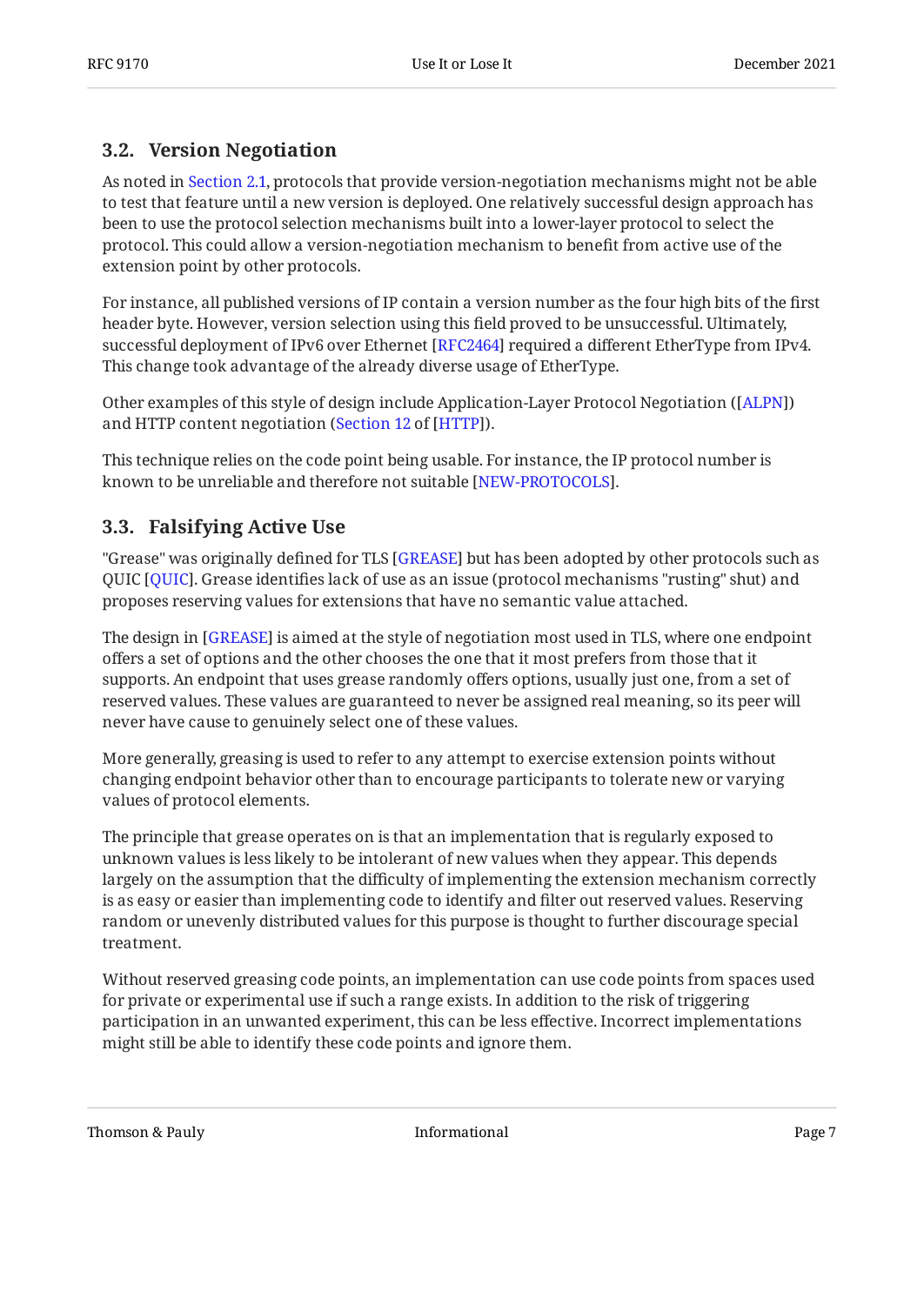### 3.2. Version Negotiation

As noted in Section 2.1, protocols that provide version-negotiation mechanisms might not be able to test that feature until a new version is deployed. One relatively successful design approach has been to use the protocol selection mechanisms built into a lower-layer protocol to select the protocol. This could allow a version-negotiation mechanism to benefit from active use of the extension point by other protocols.

For instance, all published versions of IP contain a version number as the four high bits of the first header byte. However, version selection using this field proved to be unsuccessful. Ultimately, successful deployment of IPv6 over Ethernet [RFC2464] required a different EtherType from IPv4. This change took advantage of the already diverse usage of EtherType.

Other examples of this style of design include Application-Layer Protocol Negotiation ([ALPN]) and HTTP content negotiation (Section 12 of [HTTP]).

This technique relies on the code point being usable. For instance, the IP protocol number is known to be unreliable and therefore not suitable [NEW-PROTOCOLS].

### 3.3. Falsifying Active Use

"Grease" was originally defined for TLS [GREASE] but has been adopted by other protocols such as QUIC [QUIC]. Grease identifies lack of use as an issue (protocol mechanisms "rusting" shut) and proposes reserving values for extensions that have no semantic value attached.

The design in [GREASE] is aimed at the style of negotiation most used in TLS, where one endpoint offers a set of options and the other chooses the one that it most prefers from those that it supports. An endpoint that uses grease randomly offers options, usually just one, from a set of reserved values. These values are guaranteed to never be assigned real meaning, so its peer will never have cause to genuinely select one of these values.

More generally, greasing is used to refer to any attempt to exercise extension points without changing endpoint behavior other than to encourage participants to tolerate new or varying values of protocol elements.

The principle that grease operates on is that an implementation that is regularly exposed to unknown values is less likely to be intolerant of new values when they appear. This depends largely on the assumption that the difficulty of implementing the extension mechanism correctly is as easy or easier than implementing code to identify and filter out reserved values. Reserving random or unevenly distributed values for this purpose is thought to further discourage special treatment.

Without reserved greasing code points, an implementation can use code points from spaces used for private or experimental use if such a range exists. In addition to the risk of triggering participation in an unwanted experiment, this can be less effective. Incorrect implementations might still be able to identify these code points and ignore them.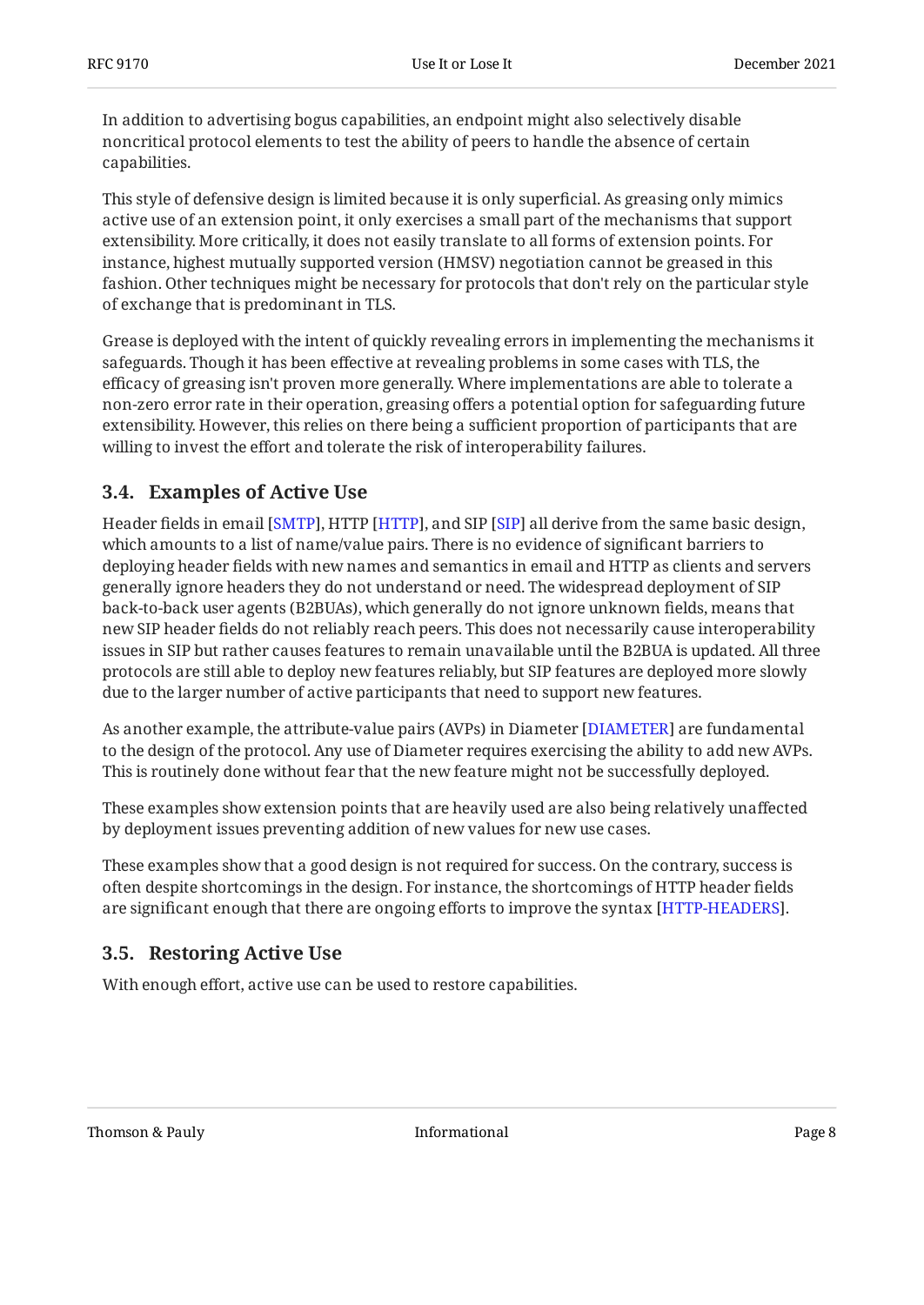In addition to advertising bogus capabilities, an endpoint might also selectively disable noncritical protocol elements to test the ability of peers to handle the absence of certain capabilities.

This style of defensive design is limited because it is only superficial. As greasing only mimics active use of an extension point, it only exercises a small part of the mechanisms that support extensibility. More critically, it does not easily translate to all forms of extension points. For instance, highest mutually supported version (HMSV) negotiation cannot be greased in this fashion. Other techniques might be necessary for protocols that don't rely on the particular style of exchange that is predominant in TLS.

Grease is deployed with the intent of quickly revealing errors in implementing the mechanisms it safeguards. Though it has been effective at revealing problems in some cases with TLS, the efficacy of greasing isn't proven more generally. Where implementations are able to tolerate a non-zero error rate in their operation, greasing offers a potential option for safeguarding future extensibility. However, this relies on there being a sufficient proportion of participants that are willing to invest the effort and tolerate the risk of interoperability failures.

## 3.4. Examples of Active Use

Header fields in email [SMTP], HTTP [HTTP], and SIP [SIP] all derive from the same basic design, which amounts to a list of name/value pairs. There is no evidence of significant barriers to deploying header fields with new names and semantics in email and HTTP as clients and servers generally ignore headers they do not understand or need. The widespread deployment of SIP back-to-back user agents (B2BUAs), which generally do not ignore unknown fields, means that new SIP header fields do not reliably reach peers. This does not necessarily cause interoperability issues in SIP but rather causes features to remain unavailable until the B2BUA is updated. All three protocols are still able to deploy new features reliably, but SIP features are deployed more slowly due to the larger number of active participants that need to support new features.

As another example, the attribute-value pairs (AVPs) in Diameter [DIAMETER] are fundamental to the design of the protocol. Any use of Diameter requires exercising the ability to add new AVPs. This is routinely done without fear that the new feature might not be successfully deployed.

These examples show extension points that are heavily used are also being relatively unaffected by deployment issues preventing addition of new values for new use cases.

These examples show that a good design is not required for success. On the contrary, success is often despite shortcomings in the design. For instance, the shortcomings of HTTP header fields are significant enough that there are ongoing efforts to improve the syntax [HTTP-HEADERS].

## 3.5. Restoring Active Use

With enough effort, active use can be used to restore capabilities.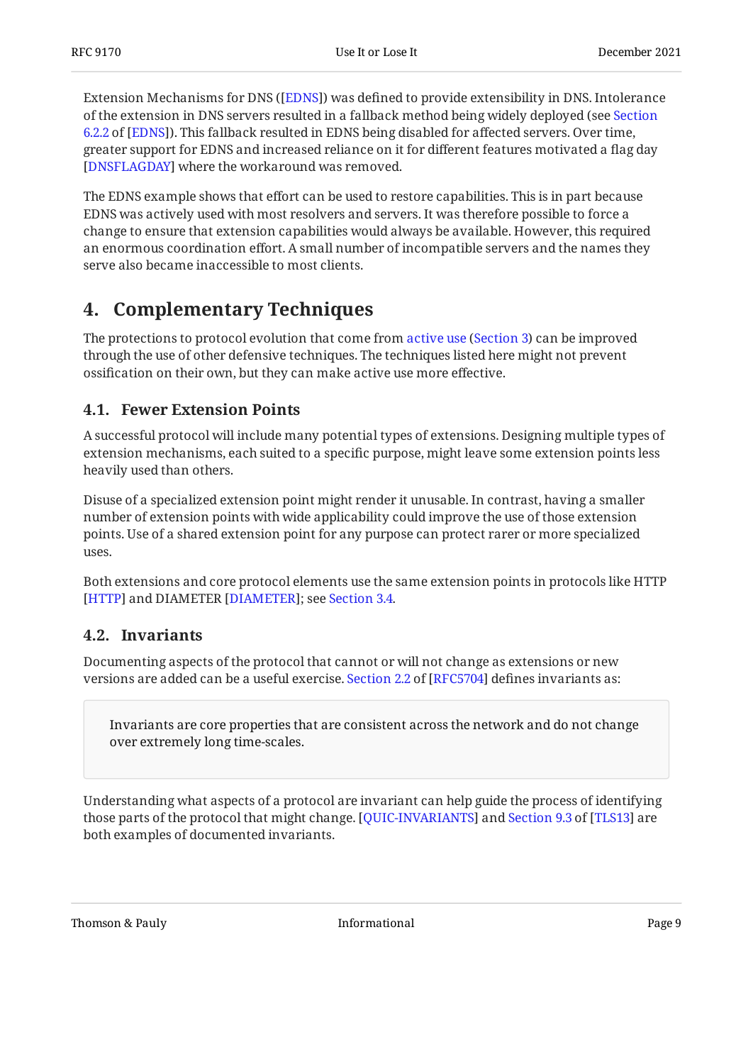Extension Mechanisms for DNS ([EDNS]) was defined to provide extensibility in DNS. Intolerance of the extension in DNS servers resulted in a fallback method being widely deployed (see Section 6.2.2 of [EDNS]). This fallback resulted in EDNS being disabled for affected servers. Over time, greater support for EDNS and increased reliance on it for different features motivated a flag day [DNSFLAGDAY] where the workaround was removed.

The EDNS example shows that effort can be used to restore capabilities. This is in part because EDNS was actively used with most resolvers and servers. It was therefore possible to force a change to ensure that extension capabilities would always be available. However, this required an enormous coordination effort. A small number of incompatible servers and the names they serve also became inaccessible to most clients.

## 4. Complementary Techniques

The protections to protocol evolution that come from active use (Section 3) can be improved through the use of other defensive techniques. The techniques listed here might not prevent ossification on their own, but they can make active use more effective.

### 4.1. Fewer Extension Points

A successful protocol will include many potential types of extensions. Designing multiple types of extension mechanisms, each suited to a specific purpose, might leave some extension points less heavily used than others.

Disuse of a specialized extension point might render it unusable. In contrast, having a smaller number of extension points with wide applicability could improve the use of those extension points. Use of a shared extension point for any purpose can protect rarer or more specialized uses.

Both extensions and core protocol elements use the same extension points in protocols like HTTP [HTTP] and DIAMETER [DIAMETER]; see Section 3.4.

### 4.2. Invariants

Documenting aspects of the protocol that cannot or will not change as extensions or new versions are added can be a useful exercise. Section 2.2 of [RFC5704] defines invariants as:

> Invariants are core properties that are consistent across the network and do not change over extremely long time-scales.

Understanding what aspects of a protocol are invariant can help guide the process of identifying those parts of the protocol that might change. [QUIC-INVARIANTS] and Section 9.3 of [TLS13] are both examples of documented invariants.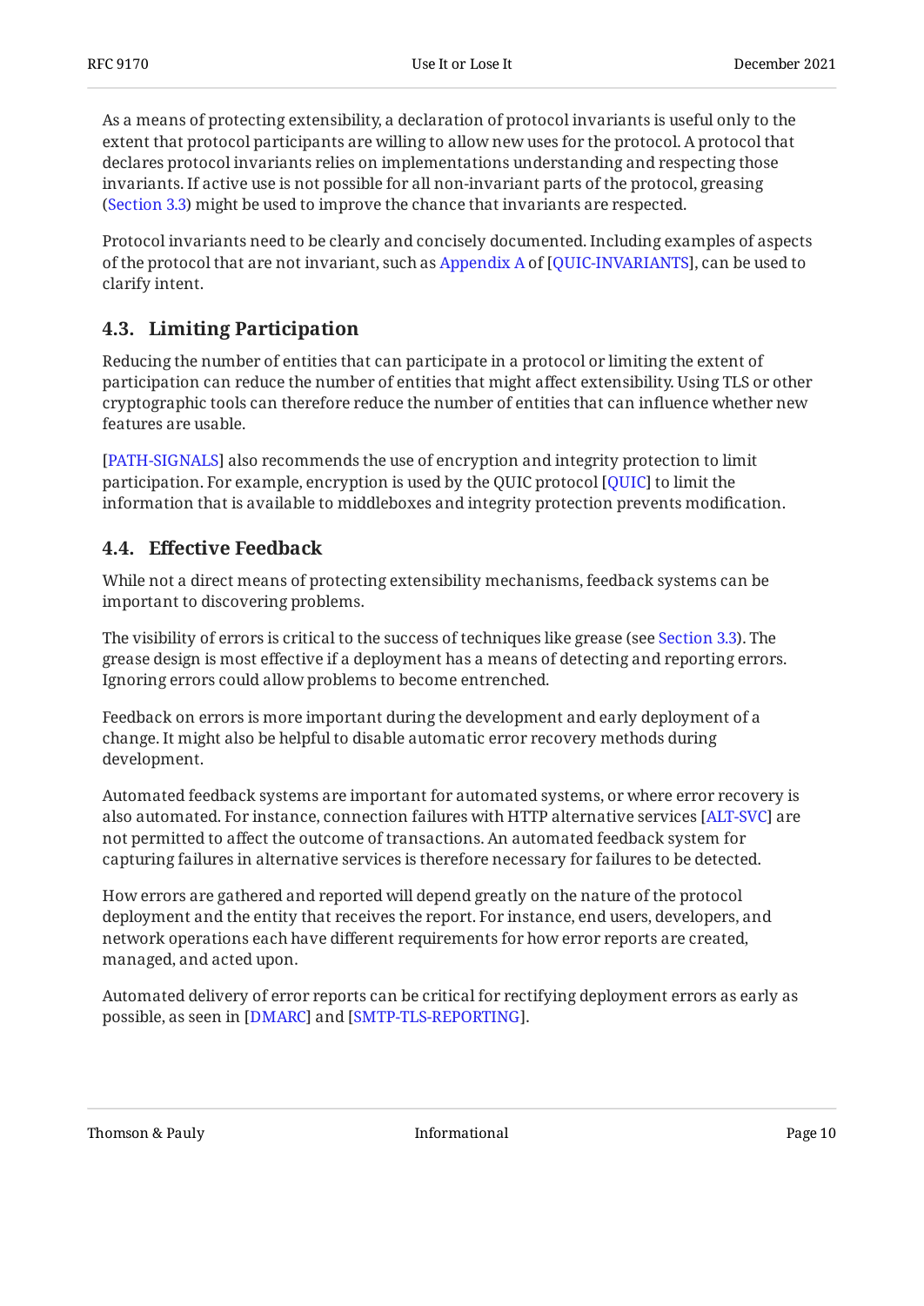As a means of protecting extensibility, a declaration of protocol invariants is useful only to the extent that protocol participants are willing to allow new uses for the protocol. A protocol that declares protocol invariants relies on implementations understanding and respecting those invariants. If active use is not possible for all non-invariant parts of the protocol, greasing (Section 3.3) might be used to improve the chance that invariants are respected.

Protocol invariants need to be clearly and concisely documented. Including examples of aspects of the protocol that are not invariant, such as Appendix A of [QUIC-INVARIANTS], can be used to clarify intent.

## 4.3. Limiting Participation

Reducing the number of entities that can participate in a protocol or limiting the extent of participation can reduce the number of entities that might affect extensibility. Using TLS or other cryptographic tools can therefore reduce the number of entities that can influence whether new features are usable.

[PATH-SIGNALS] also recommends the use of encryption and integrity protection to limit participation. For example, encryption is used by the QUIC protocol [QUIC] to limit the information that is available to middleboxes and integrity protection prevents modification.

## 4.4. Effective Feedback

While not a direct means of protecting extensibility mechanisms, feedback systems can be important to discovering problems.

The visibility of errors is critical to the success of techniques like grease (see Section 3.3). The grease design is most effective if a deployment has a means of detecting and reporting errors. Ignoring errors could allow problems to become entrenched.

Feedback on errors is more important during the development and early deployment of a change. It might also be helpful to disable automatic error recovery methods during development.

Automated feedback systems are important for automated systems, or where error recovery is also automated. For instance, connection failures with HTTP alternative services [ALT-SVC] are not permitted to affect the outcome of transactions. An automated feedback system for capturing failures in alternative services is therefore necessary for failures to be detected.

How errors are gathered and reported will depend greatly on the nature of the protocol deployment and the entity that receives the report. For instance, end users, developers, and network operations each have different requirements for how error reports are created, managed, and acted upon.

Automated delivery of error reports can be critical for rectifying deployment errors as early as possible, as seen in [DMARC] and [SMTP-TLS-REPORTING].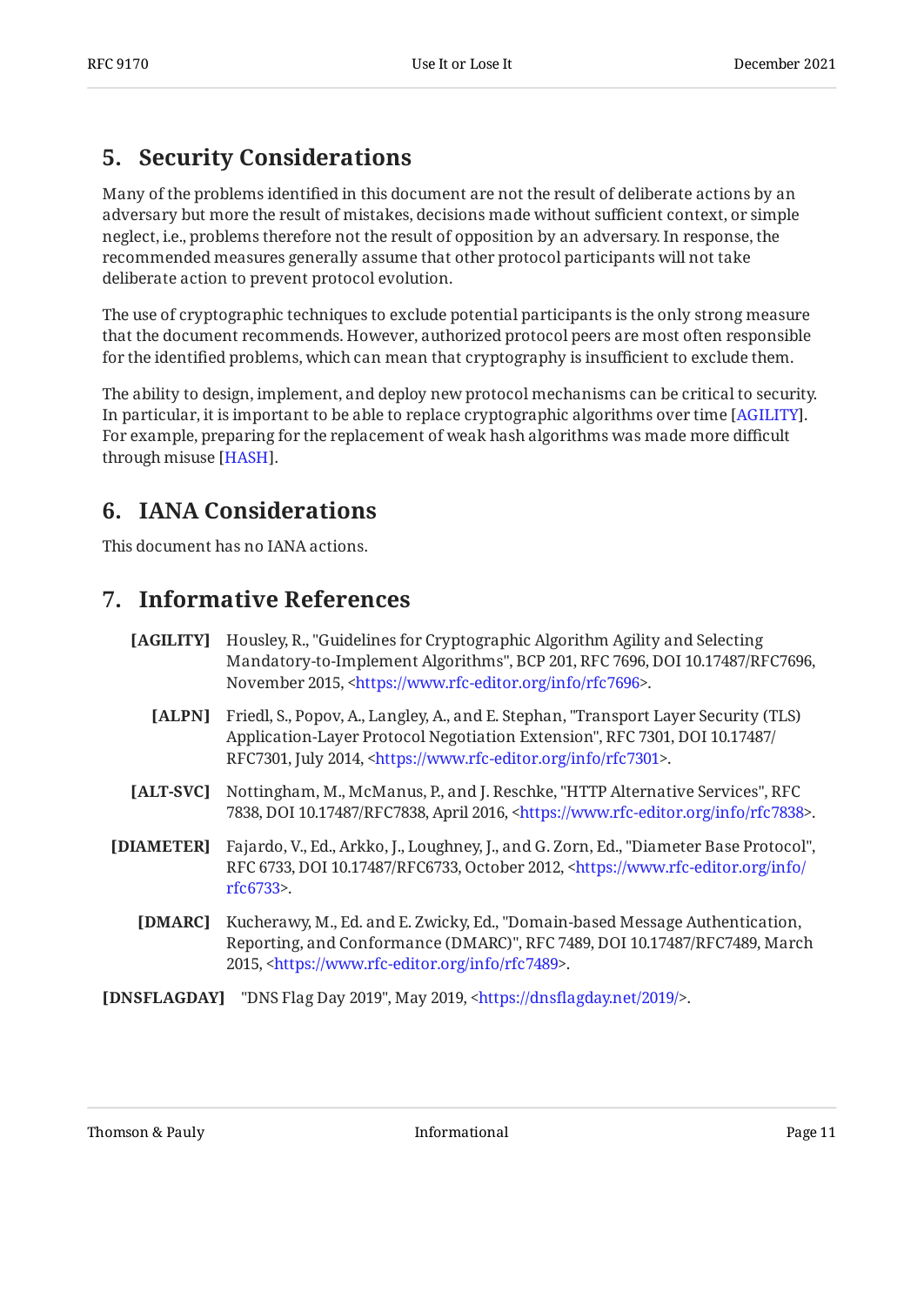## 5. Security Considerations

Many of the problems identified in this document are not the result of deliberate actions by an adversary but more the result of mistakes, decisions made without sufficient context, or simple neglect, i.e., problems therefore not the result of opposition by an adversary. In response, the recommended measures generally assume that other protocol participants will not take deliberate action to prevent protocol evolution.

The use of cryptographic techniques to exclude potential participants is the only strong measure that the document recommends. However, authorized protocol peers are most often responsible for the identified problems, which can mean that cryptography is insufficient to exclude them.

The ability to design, implement, and deploy new protocol mechanisms can be critical to security. In particular, it is important to be able to replace cryptographic algorithms over time [AGILITY]. For example, preparing for the replacement of weak hash algorithms was made more difficult through misuse [HASH].

## 6. IANA Considerations

This document has no IANA actions.

## 7. Informative References

**[AGILITY]** Housley, R., "Guidelines for Cryptographic Algorithm Agility and Selecting Mandatory-to-Implement Algorithms", BCP 201, RFC 7696, DOI 10.17487/RFC7696, November 2015, <https://www.rfc-editor.org/info/rfc7696>.

**[ALPN]** Friedl, S., Popov, A., Langley, A., and E. Stephan, "Transport Layer Security (TLS) Application-Layer Protocol Negotiation Extension", RFC 7301, DOI 10.17487/RFC7301, July 2014, <https://www.rfc-editor.org/info/rfc7301>.

**[ALT-SVC]** Nottingham, M., McManus, P., and J. Reschke, "HTTP Alternative Services", RFC 7838, DOI 10.17487/RFC7838, April 2016, <https://www.rfc-editor.org/info/rfc7838>.

**[DIAMETER]** Fajardo, V., Ed., Arkko, J., Loughney, J., and G. Zorn, Ed., "Diameter Base Protocol", RFC 6733, DOI 10.17487/RFC6733, October 2012, <https://www.rfc-editor.org/info/rfc6733>.

**[DMARC]** Kucherawy, M., Ed. and E. Zwicky, Ed., "Domain-based Message Authentication, Reporting, and Conformance (DMARC)", RFC 7489, DOI 10.17487/RFC7489, March 2015, <https://www.rfc-editor.org/info/rfc7489>.

**[DNSFLAGDAY]** "DNS Flag Day 2019", May 2019, <https://dnsflagday.net/2019/>.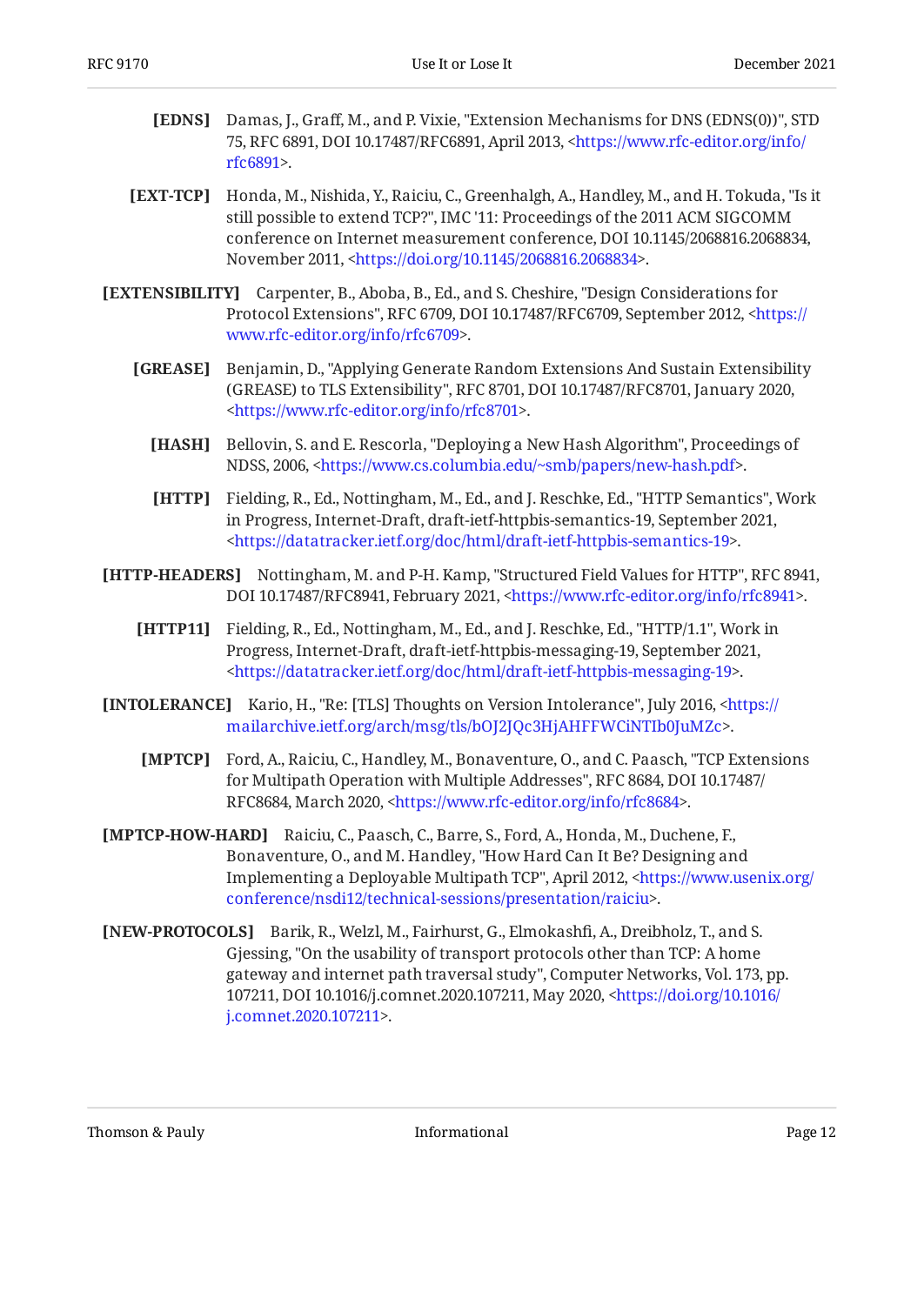**[EDNS]** Damas, J., Graff, M., and P. Vixie, "Extension Mechanisms for DNS (EDNS(0))", STD 75, RFC 6891, DOI 10.17487/RFC6891, April 2013, <https://www.rfc-editor.org/info/rfc6891>.

**[EXT-TCP]** Honda, M., Nishida, Y., Raiciu, C., Greenhalgh, A., Handley, M., and H. Tokuda, "Is it still possible to extend TCP?", IMC '11: Proceedings of the 2011 ACM SIGCOMM conference on Internet measurement conference, DOI 10.1145/2068816.2068834, November 2011, <https://doi.org/10.1145/2068816.2068834>.

**[EXTENSIBILITY]** Carpenter, B., Aboba, B., Ed., and S. Cheshire, "Design Considerations for Protocol Extensions", RFC 6709, DOI 10.17487/RFC6709, September 2012, <https://www.rfc-editor.org/info/rfc6709>.

**[GREASE]** Benjamin, D., "Applying Generate Random Extensions And Sustain Extensibility (GREASE) to TLS Extensibility", RFC 8701, DOI 10.17487/RFC8701, January 2020, <https://www.rfc-editor.org/info/rfc8701>.

**[HASH]** Bellovin, S. and E. Rescorla, "Deploying a New Hash Algorithm", Proceedings of NDSS, 2006, <https://www.cs.columbia.edu/~smb/papers/new-hash.pdf>.

**[HTTP]** Fielding, R., Ed., Nottingham, M., Ed., and J. Reschke, Ed., "HTTP Semantics", Work in Progress, Internet-Draft, draft-ietf-httpbis-semantics-19, September 2021, <https://datatracker.ietf.org/doc/html/draft-ietf-httpbis-semantics-19>.

**[HTTP-HEADERS]** Nottingham, M. and P-H. Kamp, "Structured Field Values for HTTP", RFC 8941, DOI 10.17487/RFC8941, February 2021, <https://www.rfc-editor.org/info/rfc8941>.

**[HTTP11]** Fielding, R., Ed., Nottingham, M., Ed., and J. Reschke, Ed., "HTTP/1.1", Work in Progress, Internet-Draft, draft-ietf-httpbis-messaging-19, September 2021, <https://datatracker.ietf.org/doc/html/draft-ietf-httpbis-messaging-19>.

**[INTOLERANCE]** Kario, H., "Re: [TLS] Thoughts on Version Intolerance", July 2016, <https://mailarchive.ietf.org/arch/msg/tls/bOJ2JQc3HjAHFFWCiNTIb0JuMZc>.

**[MPTCP]** Ford, A., Raiciu, C., Handley, M., Bonaventure, O., and C. Paasch, "TCP Extensions for Multipath Operation with Multiple Addresses", RFC 8684, DOI 10.17487/RFC8684, March 2020, <https://www.rfc-editor.org/info/rfc8684>.

**[MPTCP-HOW-HARD]** Raiciu, C., Paasch, C., Barre, S., Ford, A., Honda, M., Duchene, F., Bonaventure, O., and M. Handley, "How Hard Can It Be? Designing and Implementing a Deployable Multipath TCP", April 2012, <https://www.usenix.org/conference/nsdi12/technical-sessions/presentation/raiciu>.

**[NEW-PROTOCOLS]** Barik, R., Welzl, M., Fairhurst, G., Elmokashfi, A., Dreibholz, T., and S. Gjessing, "On the usability of transport protocols other than TCP: A home gateway and internet path traversal study", Computer Networks, Vol. 173, pp. 107211, DOI 10.1016/j.comnet.2020.107211, May 2020, <https://doi.org/10.1016/j.comnet.2020.107211>.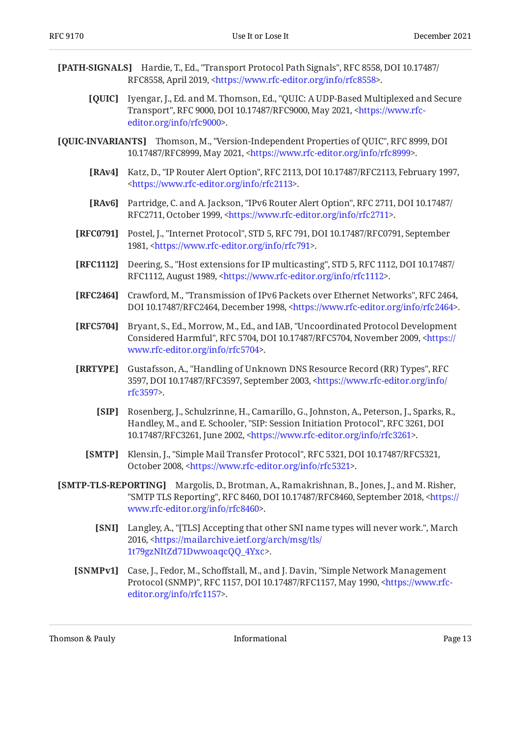**[PATH-SIGNALS]** Hardie, T., Ed., "Transport Protocol Path Signals", RFC 8558, DOI 10.17487/RFC8558, April 2019, <https://www.rfc-editor.org/info/rfc8558>.

**[QUIC]** Iyengar, J., Ed. and M. Thomson, Ed., "QUIC: A UDP-Based Multiplexed and Secure Transport", RFC 9000, DOI 10.17487/RFC9000, May 2021, <https://www.rfc-editor.org/info/rfc9000>.

**[QUIC-INVARIANTS]** Thomson, M., "Version-Independent Properties of QUIC", RFC 8999, DOI 10.17487/RFC8999, May 2021, <https://www.rfc-editor.org/info/rfc8999>.

**[RAv4]** Katz, D., "IP Router Alert Option", RFC 2113, DOI 10.17487/RFC2113, February 1997, <https://www.rfc-editor.org/info/rfc2113>.

**[RAv6]** Partridge, C. and A. Jackson, "IPv6 Router Alert Option", RFC 2711, DOI 10.17487/RFC2711, October 1999, <https://www.rfc-editor.org/info/rfc2711>.

**[RFC0791]** Postel, J., "Internet Protocol", STD 5, RFC 791, DOI 10.17487/RFC0791, September 1981, <https://www.rfc-editor.org/info/rfc791>.

**[RFC1112]** Deering, S., "Host extensions for IP multicasting", STD 5, RFC 1112, DOI 10.17487/RFC1112, August 1989, <https://www.rfc-editor.org/info/rfc1112>.

**[RFC2464]** Crawford, M., "Transmission of IPv6 Packets over Ethernet Networks", RFC 2464, DOI 10.17487/RFC2464, December 1998, <https://www.rfc-editor.org/info/rfc2464>.

**[RFC5704]** Bryant, S., Ed., Morrow, M., Ed., and IAB, "Uncoordinated Protocol Development Considered Harmful", RFC 5704, DOI 10.17487/RFC5704, November 2009, <https://www.rfc-editor.org/info/rfc5704>.

**[RRTYPE]** Gustafsson, A., "Handling of Unknown DNS Resource Record (RR) Types", RFC 3597, DOI 10.17487/RFC3597, September 2003, <https://www.rfc-editor.org/info/rfc3597>.

**[SIP]** Rosenberg, J., Schulzrinne, H., Camarillo, G., Johnston, A., Peterson, J., Sparks, R., Handley, M., and E. Schooler, "SIP: Session Initiation Protocol", RFC 3261, DOI 10.17487/RFC3261, June 2002, <https://www.rfc-editor.org/info/rfc3261>.

**[SMTP]** Klensin, J., "Simple Mail Transfer Protocol", RFC 5321, DOI 10.17487/RFC5321, October 2008, <https://www.rfc-editor.org/info/rfc5321>.

**[SMTP-TLS-REPORTING]** Margolis, D., Brotman, A., Ramakrishnan, B., Jones, J., and M. Risher, "SMTP TLS Reporting", RFC 8460, DOI 10.17487/RFC8460, September 2018, <https://www.rfc-editor.org/info/rfc8460>.

**[SNI]** Langley, A., "[TLS] Accepting that other SNI name types will never work.", March 2016, <https://mailarchive.ietf.org/arch/msg/tls/1t79gzNItZd71DwwoaqcQQ_4Yxc>.

**[SNMPv1]** Case, J., Fedor, M., Schoffstall, M., and J. Davin, "Simple Network Management Protocol (SNMP)", RFC 1157, DOI 10.17487/RFC1157, May 1990, <https://www.rfc-editor.org/info/rfc1157>.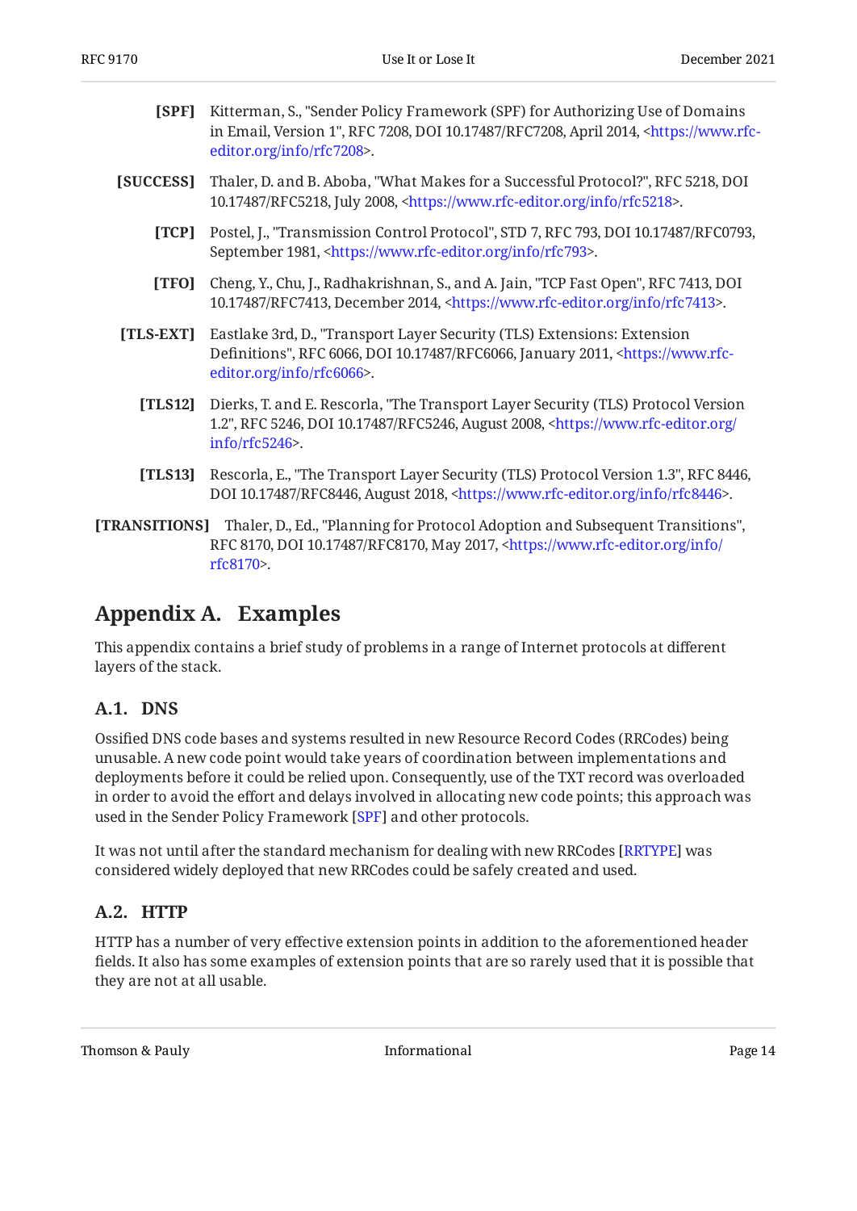**[SPF]** Kitterman, S., "Sender Policy Framework (SPF) for Authorizing Use of Domains in Email, Version 1", RFC 7208, DOI 10.17487/RFC7208, April 2014, <https://www.rfc-editor.org/info/rfc7208>.

**[SUCCESS]** Thaler, D. and B. Aboba, "What Makes for a Successful Protocol?", RFC 5218, DOI 10.17487/RFC5218, July 2008, <https://www.rfc-editor.org/info/rfc5218>.

**[TCP]** Postel, J., "Transmission Control Protocol", STD 7, RFC 793, DOI 10.17487/RFC0793, September 1981, <https://www.rfc-editor.org/info/rfc793>.

**[TFO]** Cheng, Y., Chu, J., Radhakrishnan, S., and A. Jain, "TCP Fast Open", RFC 7413, DOI 10.17487/RFC7413, December 2014, <https://www.rfc-editor.org/info/rfc7413>.

**[TLS-EXT]** Eastlake 3rd, D., "Transport Layer Security (TLS) Extensions: Extension Definitions", RFC 6066, DOI 10.17487/RFC6066, January 2011, <https://www.rfc-editor.org/info/rfc6066>.

**[TLS12]** Dierks, T. and E. Rescorla, "The Transport Layer Security (TLS) Protocol Version 1.2", RFC 5246, DOI 10.17487/RFC5246, August 2008, <https://www.rfc-editor.org/info/rfc5246>.

**[TLS13]** Rescorla, E., "The Transport Layer Security (TLS) Protocol Version 1.3", RFC 8446, DOI 10.17487/RFC8446, August 2018, <https://www.rfc-editor.org/info/rfc8446>.

**[TRANSITIONS]** Thaler, D., Ed., "Planning for Protocol Adoption and Subsequent Transitions", RFC 8170, DOI 10.17487/RFC8170, May 2017, <https://www.rfc-editor.org/info/rfc8170>.

# Appendix A. Examples

This appendix contains a brief study of problems in a range of Internet protocols at different layers of the stack.

## A.1. DNS

Ossified DNS code bases and systems resulted in new Resource Record Codes (RRCodes) being unusable. A new code point would take years of coordination between implementations and deployments before it could be relied upon. Consequently, use of the TXT record was overloaded in order to avoid the effort and delays involved in allocating new code points; this approach was used in the Sender Policy Framework [SPF] and other protocols.

It was not until after the standard mechanism for dealing with new RRCodes [RRTYPE] was considered widely deployed that new RRCodes could be safely created and used.

## A.2. HTTP

HTTP has a number of very effective extension points in addition to the aforementioned header fields. It also has some examples of extension points that are so rarely used that it is possible that they are not at all usable.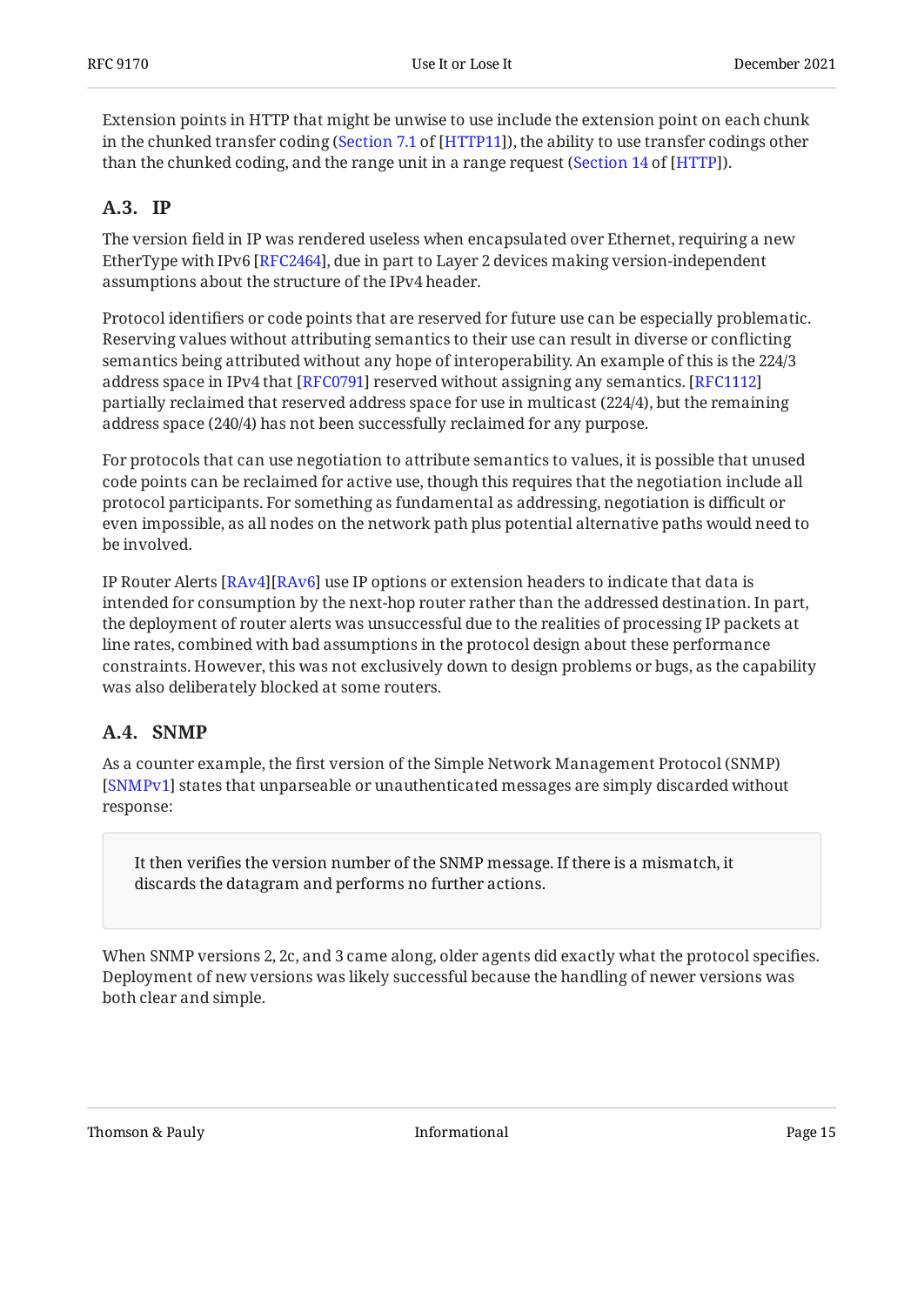Extension points in HTTP that might be unwise to use include the extension point on each chunk in the chunked transfer coding (Section 7.1 of [HTTP11]), the ability to use transfer codings other than the chunked coding, and the range unit in a range request (Section 14 of [HTTP]).

## A.3. IP

The version field in IP was rendered useless when encapsulated over Ethernet, requiring a new EtherType with IPv6 [RFC2464], due in part to Layer 2 devices making version-independent assumptions about the structure of the IPv4 header.

Protocol identifiers or code points that are reserved for future use can be especially problematic. Reserving values without attributing semantics to their use can result in diverse or conflicting semantics being attributed without any hope of interoperability. An example of this is the 224/3 address space in IPv4 that [RFC0791] reserved without assigning any semantics. [RFC1112] partially reclaimed that reserved address space for use in multicast (224/4), but the remaining address space (240/4) has not been successfully reclaimed for any purpose.

For protocols that can use negotiation to attribute semantics to values, it is possible that unused code points can be reclaimed for active use, though this requires that the negotiation include all protocol participants. For something as fundamental as addressing, negotiation is difficult or even impossible, as all nodes on the network path plus potential alternative paths would need to be involved.

IP Router Alerts [RAv4][RAv6] use IP options or extension headers to indicate that data is intended for consumption by the next-hop router rather than the addressed destination. In part, the deployment of router alerts was unsuccessful due to the realities of processing IP packets at line rates, combined with bad assumptions in the protocol design about these performance constraints. However, this was not exclusively down to design problems or bugs, as the capability was also deliberately blocked at some routers.

## A.4. SNMP

As a counter example, the first version of the Simple Network Management Protocol (SNMP) [SNMPv1] states that unparseable or unauthenticated messages are simply discarded without response:

> It then verifies the version number of the SNMP message. If there is a mismatch, it discards the datagram and performs no further actions.

When SNMP versions 2, 2c, and 3 came along, older agents did exactly what the protocol specifies. Deployment of new versions was likely successful because the handling of newer versions was both clear and simple.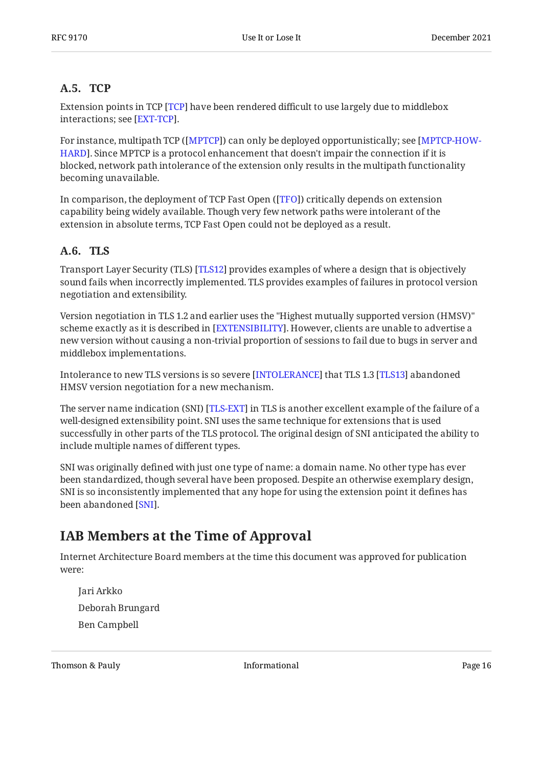### A.5. TCP

Extension points in TCP [TCP] have been rendered difficult to use largely due to middlebox interactions; see [EXT-TCP].

For instance, multipath TCP ([MPTCP]) can only be deployed opportunistically; see [MPTCP-HOW-HARD]. Since MPTCP is a protocol enhancement that doesn't impair the connection if it is blocked, network path intolerance of the extension only results in the multipath functionality becoming unavailable.

In comparison, the deployment of TCP Fast Open ([TFO]) critically depends on extension capability being widely available. Though very few network paths were intolerant of the extension in absolute terms, TCP Fast Open could not be deployed as a result.

### A.6. TLS

Transport Layer Security (TLS) [TLS12] provides examples of where a design that is objectively sound fails when incorrectly implemented. TLS provides examples of failures in protocol version negotiation and extensibility.

Version negotiation in TLS 1.2 and earlier uses the "Highest mutually supported version (HMSV)" scheme exactly as it is described in [EXTENSIBILITY]. However, clients are unable to advertise a new version without causing a non-trivial proportion of sessions to fail due to bugs in server and middlebox implementations.

Intolerance to new TLS versions is so severe [INTOLERANCE] that TLS 1.3 [TLS13] abandoned HMSV version negotiation for a new mechanism.

The server name indication (SNI) [TLS-EXT] in TLS is another excellent example of the failure of a well-designed extensibility point. SNI uses the same technique for extensions that is used successfully in other parts of the TLS protocol. The original design of SNI anticipated the ability to include multiple names of different types.

SNI was originally defined with just one type of name: a domain name. No other type has ever been standardized, though several have been proposed. Despite an otherwise exemplary design, SNI is so inconsistently implemented that any hope for using the extension point it defines has been abandoned [SNI].

## IAB Members at the Time of Approval

Internet Architecture Board members at the time this document was approved for publication were:

Jari Arkko

Deborah Brungard

Ben Campbell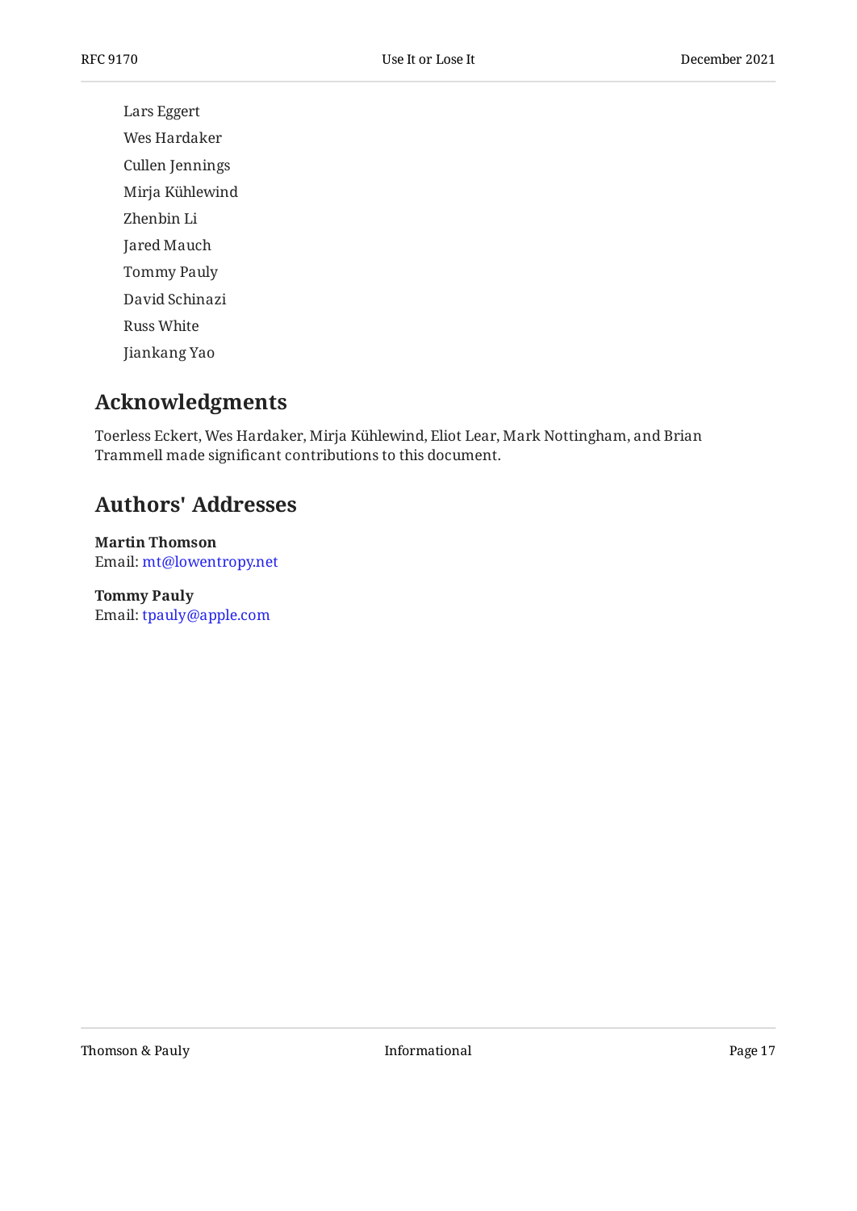Lars Eggert

Wes Hardaker

Cullen Jennings

Mirja Kühlewind

Zhenbin Li

Jared Mauch

Tommy Pauly

David Schinazi

Russ White

Jiankang Yao

## Acknowledgments

Toerless Eckert, Wes Hardaker, Mirja Kühlewind, Eliot Lear, Mark Nottingham, and Brian Trammell made significant contributions to this document.

## Authors' Addresses

**Martin Thomson**
Email: mt@lowentropy.net

**Tommy Pauly**
Email: tpauly@apple.com